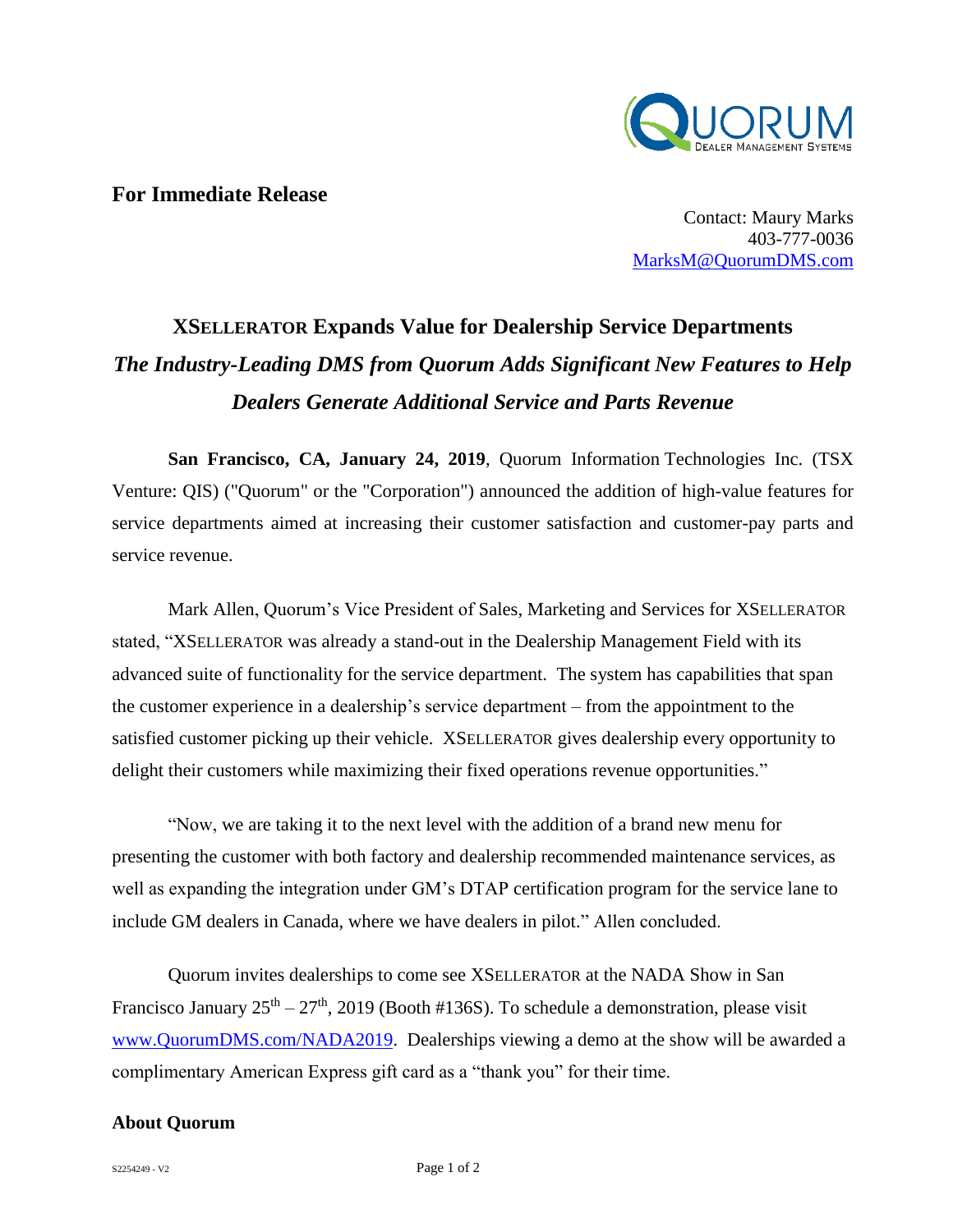**For Immediate Release**

Contact: Maury Marks
403-777-0036
MarksM@QuorumDMS.com

# XSELLERATOR Expands Value for Dealership Service Departments

## *The Industry-Leading DMS from Quorum Adds Significant New Features to Help Dealers Generate Additional Service and Parts Revenue*

**San Francisco, CA, January 24, 2019**, Quorum Information Technologies Inc. (TSX Venture: QIS) ("Quorum" or the "Corporation") announced the addition of high-value features for service departments aimed at increasing their customer satisfaction and customer-pay parts and service revenue.

Mark Allen, Quorum's Vice President of Sales, Marketing and Services for XSELLERATOR stated, "XSELLERATOR was already a stand-out in the Dealership Management Field with its advanced suite of functionality for the service department. The system has capabilities that span the customer experience in a dealership's service department – from the appointment to the satisfied customer picking up their vehicle. XSELLERATOR gives dealership every opportunity to delight their customers while maximizing their fixed operations revenue opportunities."

"Now, we are taking it to the next level with the addition of a brand new menu for presenting the customer with both factory and dealership recommended maintenance services, as well as expanding the integration under GM's DTAP certification program for the service lane to include GM dealers in Canada, where we have dealers in pilot." Allen concluded.

Quorum invites dealerships to come see XSELLERATOR at the NADA Show in San Francisco January 25th – 27th, 2019 (Booth #136S). To schedule a demonstration, please visit www.QuorumDMS.com/NADA2019. Dealerships viewing a demo at the show will be awarded a complimentary American Express gift card as a "thank you" for their time.

**About Quorum**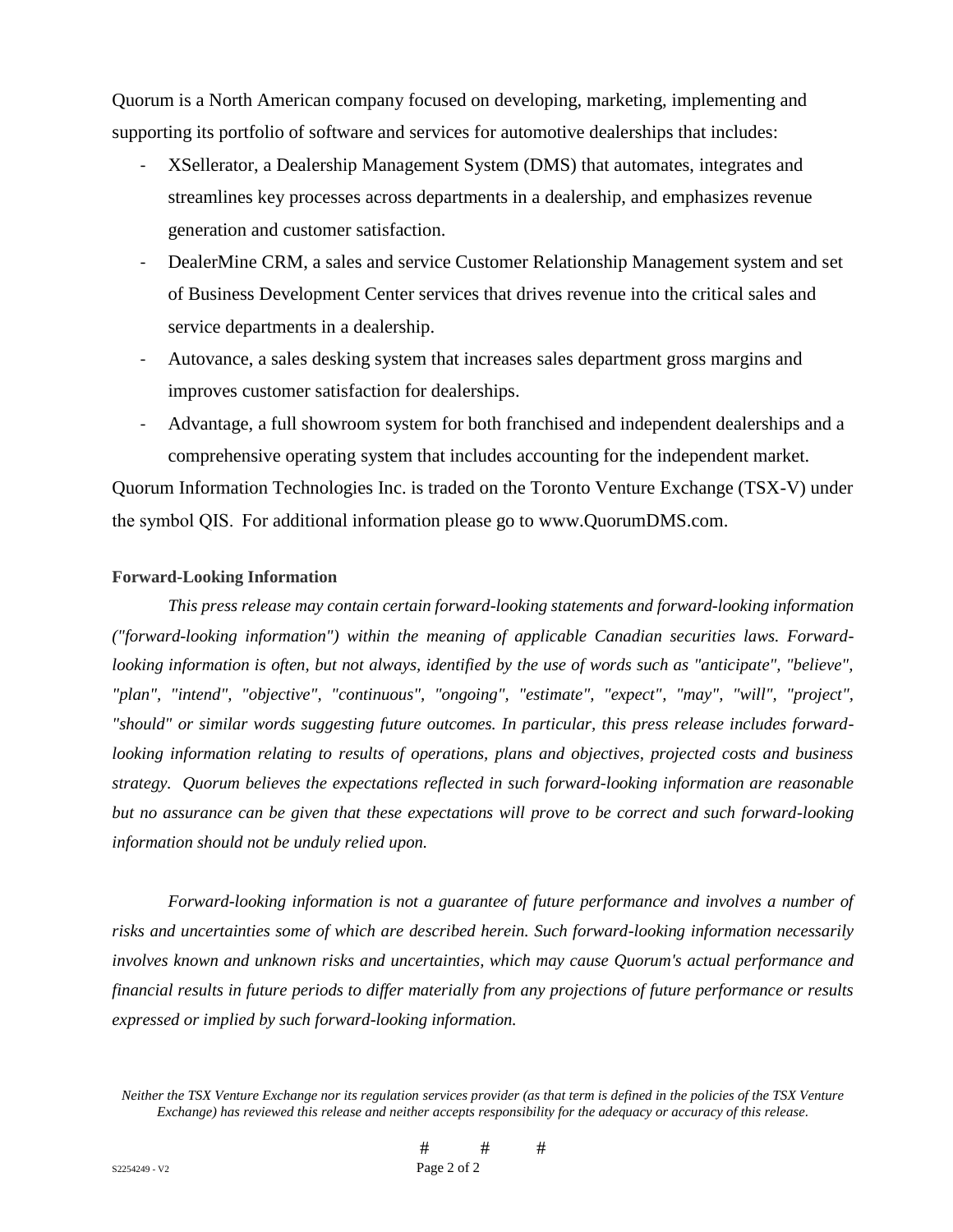Quorum is a North American company focused on developing, marketing, implementing and supporting its portfolio of software and services for automotive dealerships that includes:

- XSellerator, a Dealership Management System (DMS) that automates, integrates and streamlines key processes across departments in a dealership, and emphasizes revenue generation and customer satisfaction.
- DealerMine CRM, a sales and service Customer Relationship Management system and set of Business Development Center services that drives revenue into the critical sales and service departments in a dealership.
- Autovance, a sales desking system that increases sales department gross margins and improves customer satisfaction for dealerships.
- Advantage, a full showroom system for both franchised and independent dealerships and a comprehensive operating system that includes accounting for the independent market.

Quorum Information Technologies Inc. is traded on the Toronto Venture Exchange (TSX-V) under the symbol QIS. For additional information please go to www.QuorumDMS.com.

**Forward-Looking Information**

*This press release may contain certain forward-looking statements and forward-looking information ("forward-looking information") within the meaning of applicable Canadian securities laws. Forward-looking information is often, but not always, identified by the use of words such as "anticipate", "believe", "plan", "intend", "objective", "continuous", "ongoing", "estimate", "expect", "may", "will", "project", "should" or similar words suggesting future outcomes. In particular, this press release includes forward-looking information relating to results of operations, plans and objectives, projected costs and business strategy. Quorum believes the expectations reflected in such forward-looking information are reasonable but no assurance can be given that these expectations will prove to be correct and such forward-looking information should not be unduly relied upon.*

*Forward-looking information is not a guarantee of future performance and involves a number of risks and uncertainties some of which are described herein. Such forward-looking information necessarily involves known and unknown risks and uncertainties, which may cause Quorum's actual performance and financial results in future periods to differ materially from any projections of future performance or results expressed or implied by such forward-looking information.*

*Neither the TSX Venture Exchange nor its regulation services provider (as that term is defined in the policies of the TSX Venture Exchange) has reviewed this release and neither accepts responsibility for the adequacy or accuracy of this release.*

# # #

S2254249 - V2